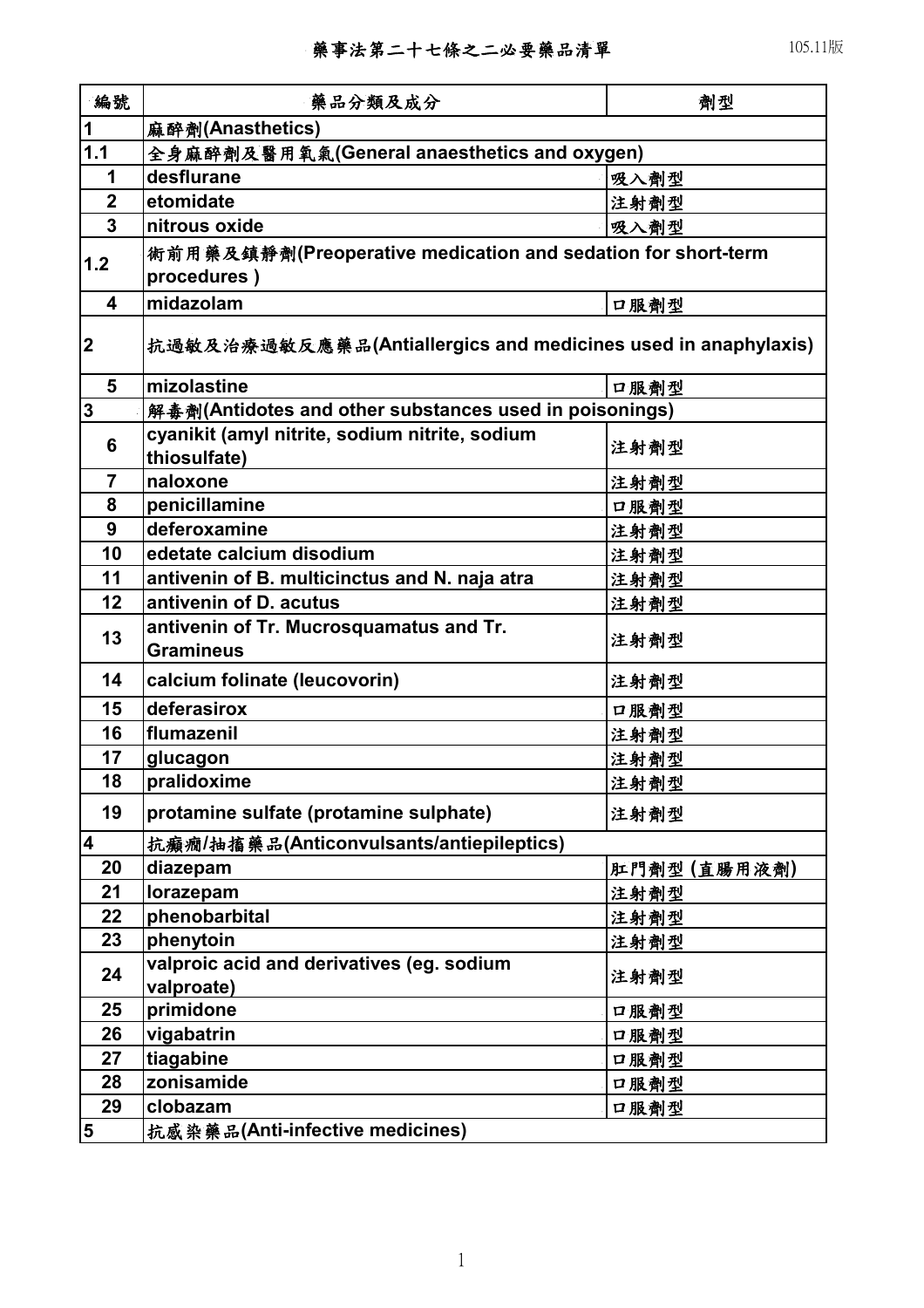# 藥事法第二十七條之二必要藥品清單

105.11版

| 編號 | 藥品分類及成分 | 劑型 |
| --- | --- | --- |
| 1 | 麻醉劑(Anasthetics) | |
| 1.1 | 全身麻醉劑及醫用氧氣(General anaesthetics and oxygen) | |
| 1 | desflurane | 吸入劑型 |
| 2 | etomidate | 注射劑型 |
| 3 | nitrous oxide | 吸入劑型 |
| 1.2 | 術前用藥及鎮靜劑(Preoperative medication and sedation for short-term procedures ) | |
| 4 | midazolam | 口服劑型 |
| 2 | 抗過敏及治療過敏反應藥品(Antiallergics and medicines used in anaphylaxis) | |
| 5 | mizolastine | 口服劑型 |
| 3 | 解毒劑(Antidotes and other substances used in poisonings) | |
| 6 | cyanikit (amyl nitrite, sodium nitrite, sodium thiosulfate) | 注射劑型 |
| 7 | naloxone | 注射劑型 |
| 8 | penicillamine | 口服劑型 |
| 9 | deferoxamine | 注射劑型 |
| 10 | edetate calcium disodium | 注射劑型 |
| 11 | antivenin of B. multicinctus and N. naja atra | 注射劑型 |
| 12 | antivenin of D. acutus | 注射劑型 |
| 13 | antivenin of Tr. Mucrosquamatus and Tr. Gramineus | 注射劑型 |
| 14 | calcium folinate (leucovorin) | 注射劑型 |
| 15 | deferasirox | 口服劑型 |
| 16 | flumazenil | 注射劑型 |
| 17 | glucagon | 注射劑型 |
| 18 | pralidoxime | 注射劑型 |
| 19 | protamine sulfate (protamine sulphate) | 注射劑型 |
| 4 | 抗癲癇/抽搐藥品(Anticonvulsants/antiepileptics) | |
| 20 | diazepam | 肛門劑型 (直腸用液劑) |
| 21 | lorazepam | 注射劑型 |
| 22 | phenobarbital | 注射劑型 |
| 23 | phenytoin | 注射劑型 |
| 24 | valproic acid and derivatives (eg. sodium valproate) | 注射劑型 |
| 25 | primidone | 口服劑型 |
| 26 | vigabatrin | 口服劑型 |
| 27 | tiagabine | 口服劑型 |
| 28 | zonisamide | 口服劑型 |
| 29 | clobazam | 口服劑型 |
| 5 | 抗感染藥品(Anti-infective medicines) | |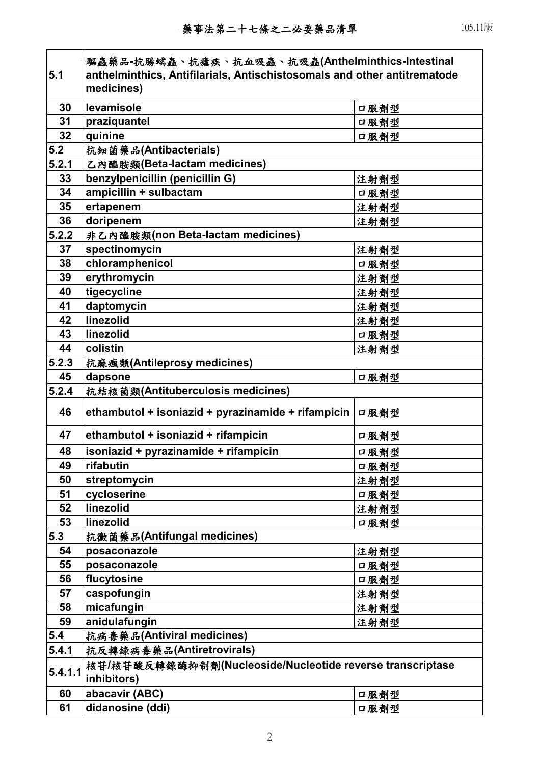# 藥事法第二十七條之二必要藥品清單

| | | |
|---|---|---|
| 5.1 | 驅蟲藥品-抗腸蠕蟲、抗瘧疾、抗血吸蟲、抗吸蟲(Anthelminthics-Intestinal anthelminthics, Antifilarials, Antischistosomals and other antitrematode medicines) | |
| 30 | levamisole | 口服劑型 |
| 31 | praziquantel | 口服劑型 |
| 32 | quinine | 口服劑型 |
| 5.2 | 抗細菌藥品(Antibacterials) | |
| 5.2.1 | 乙內醯胺類(Beta-lactam medicines) | |
| 33 | benzylpenicillin (penicillin G) | 注射劑型 |
| 34 | ampicillin + sulbactam | 口服劑型 |
| 35 | ertapenem | 注射劑型 |
| 36 | doripenem | 注射劑型 |
| 5.2.2 | 非乙內醯胺類(non Beta-lactam medicines) | |
| 37 | spectinomycin | 注射劑型 |
| 38 | chloramphenicol | 口服劑型 |
| 39 | erythromycin | 注射劑型 |
| 40 | tigecycline | 注射劑型 |
| 41 | daptomycin | 注射劑型 |
| 42 | linezolid | 注射劑型 |
| 43 | linezolid | 口服劑型 |
| 44 | colistin | 注射劑型 |
| 5.2.3 | 抗麻瘋類(Antileprosy medicines) | |
| 45 | dapsone | 口服劑型 |
| 5.2.4 | 抗結核菌類(Antituberculosis medicines) | |
| 46 | ethambutol + isoniazid + pyrazinamide + rifampicin | 口服劑型 |
| 47 | ethambutol + isoniazid + rifampicin | 口服劑型 |
| 48 | isoniazid + pyrazinamide + rifampicin | 口服劑型 |
| 49 | rifabutin | 口服劑型 |
| 50 | streptomycin | 注射劑型 |
| 51 | cycloserine | 口服劑型 |
| 52 | linezolid | 注射劑型 |
| 53 | linezolid | 口服劑型 |
| 5.3 | 抗黴菌藥品(Antifungal medicines) | |
| 54 | posaconazole | 注射劑型 |
| 55 | posaconazole | 口服劑型 |
| 56 | flucytosine | 口服劑型 |
| 57 | caspofungin | 注射劑型 |
| 58 | micafungin | 注射劑型 |
| 59 | anidulafungin | 注射劑型 |
| 5.4 | 抗病毒藥品(Antiviral medicines) | |
| 5.4.1 | 抗反轉錄病毒藥品(Antiretrovirals) | |
| 5.4.1.1 | 核苷/核苷酸反轉錄酶抑制劑(Nucleoside/Nucleotide reverse transcriptase inhibitors) | |
| 60 | abacavir (ABC) | 口服劑型 |
| 61 | didanosine (ddi) | 口服劑型 |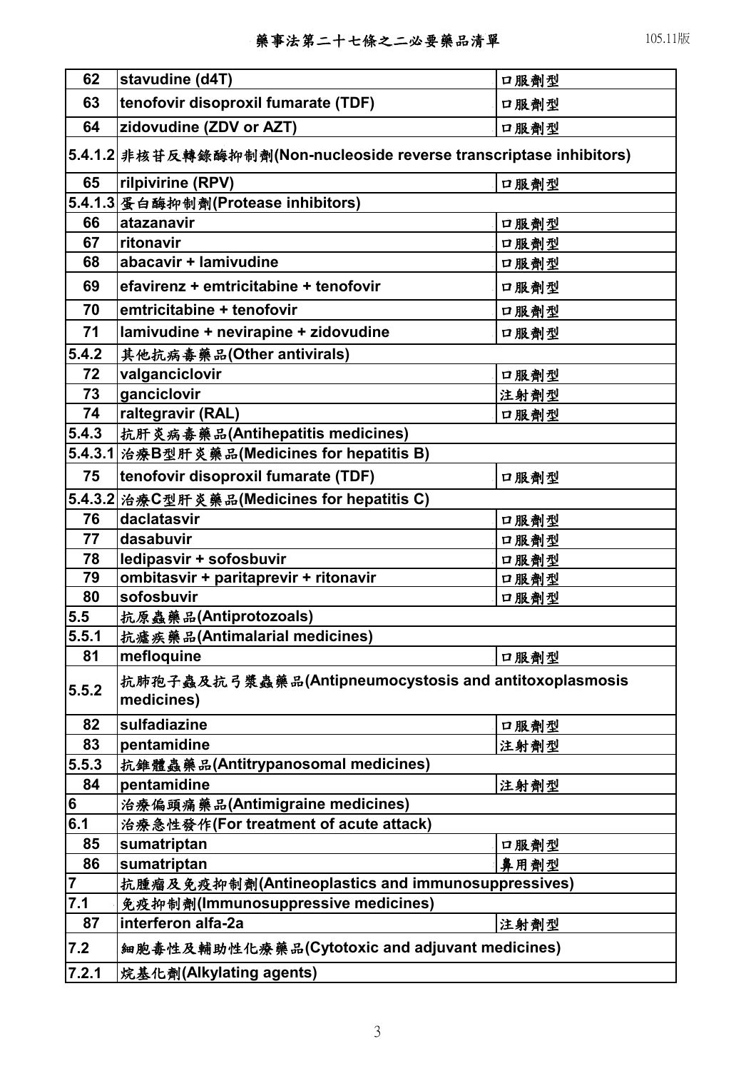| | | |
|---|---|---|
| 62 | stavudine (d4T) | 口服劑型 |
| 63 | tenofovir disoproxil fumarate (TDF) | 口服劑型 |
| 64 | zidovudine (ZDV or AZT) | 口服劑型 |
| 5.4.1.2 | 非核苷反轉錄酶抑制劑(Non-nucleoside reverse transcriptase inhibitors) | |
| 65 | rilpivirine (RPV) | 口服劑型 |
| 5.4.1.3 | 蛋白酶抑制劑(Protease inhibitors) | |
| 66 | atazanavir | 口服劑型 |
| 67 | ritonavir | 口服劑型 |
| 68 | abacavir + lamivudine | 口服劑型 |
| 69 | efavirenz + emtricitabine + tenofovir | 口服劑型 |
| 70 | emtricitabine + tenofovir | 口服劑型 |
| 71 | lamivudine + nevirapine + zidovudine | 口服劑型 |
| 5.4.2 | 其他抗病毒藥品(Other antivirals) | |
| 72 | valganciclovir | 口服劑型 |
| 73 | ganciclovir | 注射劑型 |
| 74 | raltegravir (RAL) | 口服劑型 |
| 5.4.3 | 抗肝炎病毒藥品(Antihepatitis medicines) | |
| 5.4.3.1 | 治療B型肝炎藥品(Medicines for hepatitis B) | |
| 75 | tenofovir disoproxil fumarate (TDF) | 口服劑型 |
| 5.4.3.2 | 治療C型肝炎藥品(Medicines for hepatitis C) | |
| 76 | daclatasvir | 口服劑型 |
| 77 | dasabuvir | 口服劑型 |
| 78 | ledipasvir + sofosbuvir | 口服劑型 |
| 79 | ombitasvir + paritaprevir + ritonavir | 口服劑型 |
| 80 | sofosbuvir | 口服劑型 |
| 5.5 | 抗原蟲藥品(Antiprotozoals) | |
| 5.5.1 | 抗瘧疾藥品(Antimalarial medicines) | |
| 81 | mefloquine | 口服劑型 |
| 5.5.2 | 抗肺孢子蟲及抗弓漿蟲藥品(Antipneumocystosis and antitoxoplasmosis medicines) | |
| 82 | sulfadiazine | 口服劑型 |
| 83 | pentamidine | 注射劑型 |
| 5.5.3 | 抗錐體蟲藥品(Antitrypanosomal medicines) | |
| 84 | pentamidine | 注射劑型 |
| 6 | 治療偏頭痛藥品(Antimigraine medicines) | |
| 6.1 | 治療急性發作(For treatment of acute attack) | |
| 85 | sumatriptan | 口服劑型 |
| 86 | sumatriptan | 鼻用劑型 |
| 7 | 抗腫瘤及免疫抑制劑(Antineoplastics and immunosuppressives) | |
| 7.1 | 免疫抑制劑(Immunosuppressive medicines) | |
| 87 | interferon alfa-2a | 注射劑型 |
| 7.2 | 細胞毒性及輔助性化療藥品(Cytotoxic and adjuvant medicines) | |
| 7.2.1 | 烷基化劑(Alkylating agents) | |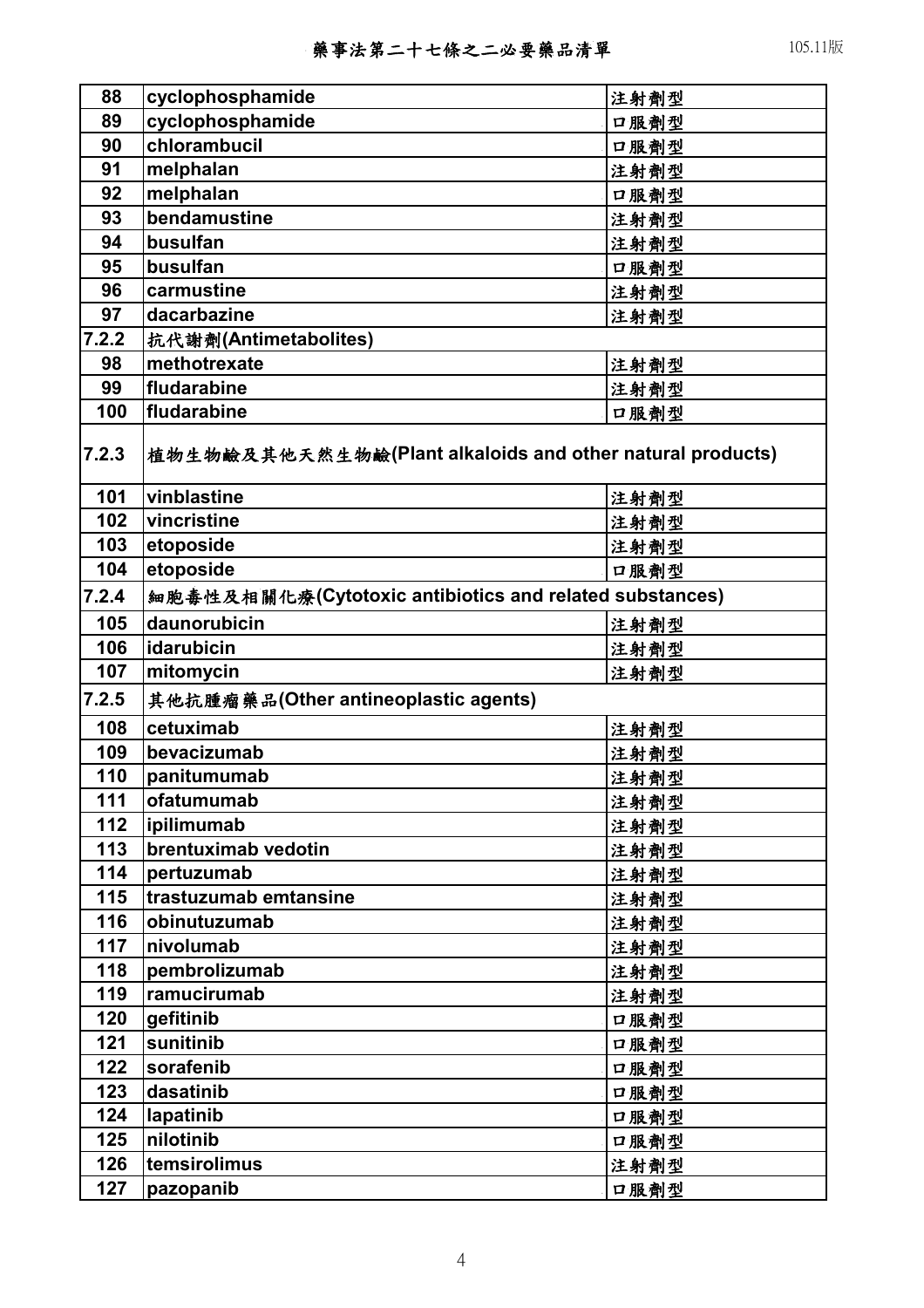| 88 | cyclophosphamide | 注射劑型 |
|---|---|---|
| 89 | cyclophosphamide | 口服劑型 |
| 90 | chlorambucil | 口服劑型 |
| 91 | melphalan | 注射劑型 |
| 92 | melphalan | 口服劑型 |
| 93 | bendamustine | 注射劑型 |
| 94 | busulfan | 注射劑型 |
| 95 | busulfan | 口服劑型 |
| 96 | carmustine | 注射劑型 |
| 97 | dacarbazine | 注射劑型 |
| 7.2.2 | 抗代謝劑(Antimetabolites) | |
| 98 | methotrexate | 注射劑型 |
| 99 | fludarabine | 注射劑型 |
| 100 | fludarabine | 口服劑型 |
| 7.2.3 | 植物生物鹼及其他天然生物鹼(Plant alkaloids and other natural products) | |
| 101 | vinblastine | 注射劑型 |
| 102 | vincristine | 注射劑型 |
| 103 | etoposide | 注射劑型 |
| 104 | etoposide | 口服劑型 |
| 7.2.4 | 細胞毒性及相關化療(Cytotoxic antibiotics and related substances) | |
| 105 | daunorubicin | 注射劑型 |
| 106 | idarubicin | 注射劑型 |
| 107 | mitomycin | 注射劑型 |
| 7.2.5 | 其他抗腫瘤藥品(Other antineoplastic agents) | |
| 108 | cetuximab | 注射劑型 |
| 109 | bevacizumab | 注射劑型 |
| 110 | panitumumab | 注射劑型 |
| 111 | ofatumumab | 注射劑型 |
| 112 | ipilimumab | 注射劑型 |
| 113 | brentuximab vedotin | 注射劑型 |
| 114 | pertuzumab | 注射劑型 |
| 115 | trastuzumab emtansine | 注射劑型 |
| 116 | obinutuzumab | 注射劑型 |
| 117 | nivolumab | 注射劑型 |
| 118 | pembrolizumab | 注射劑型 |
| 119 | ramucirumab | 注射劑型 |
| 120 | gefitinib | 口服劑型 |
| 121 | sunitinib | 口服劑型 |
| 122 | sorafenib | 口服劑型 |
| 123 | dasatinib | 口服劑型 |
| 124 | lapatinib | 口服劑型 |
| 125 | nilotinib | 口服劑型 |
| 126 | temsirolimus | 注射劑型 |
| 127 | pazopanib | 口服劑型 |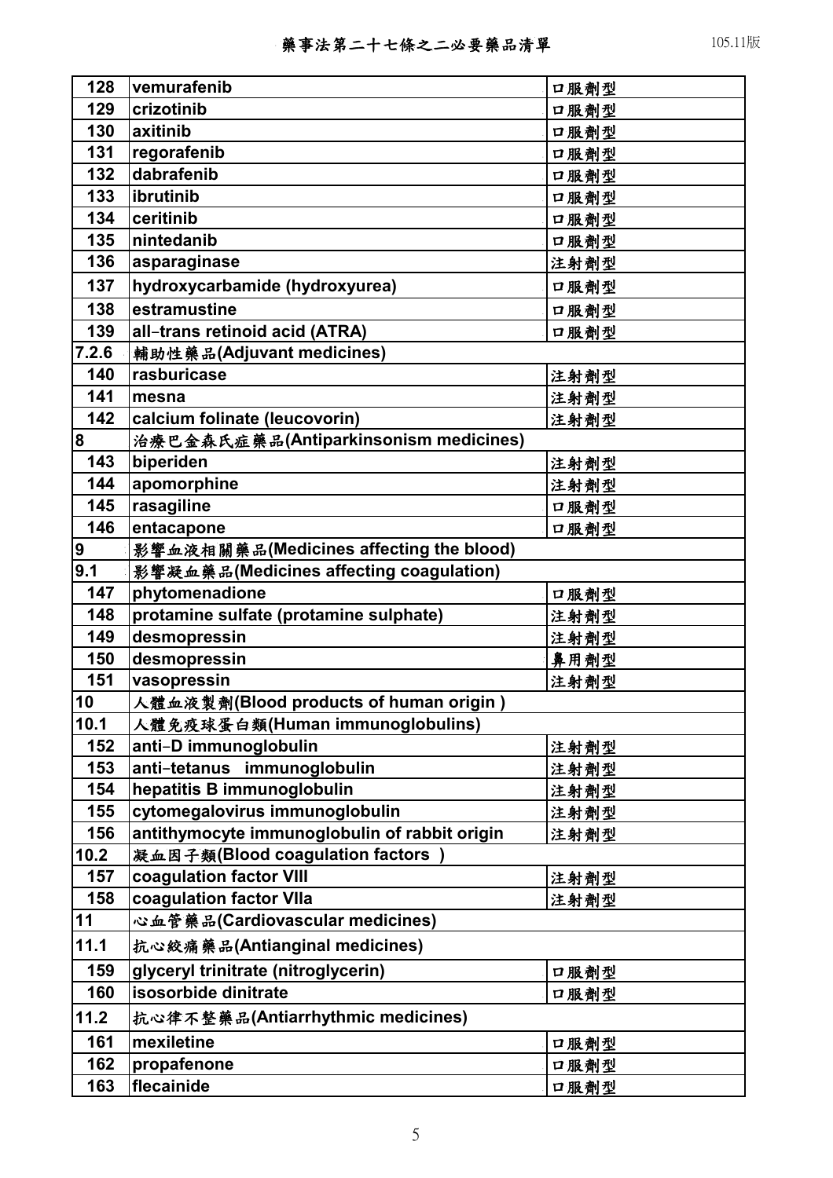# 藥事法第二十七條之二必要藥品清單

| 128 | vemurafenib | 口服劑型 |
|---|---|---|
| 129 | crizotinib | 口服劑型 |
| 130 | axitinib | 口服劑型 |
| 131 | regorafenib | 口服劑型 |
| 132 | dabrafenib | 口服劑型 |
| 133 | ibrutinib | 口服劑型 |
| 134 | ceritinib | 口服劑型 |
| 135 | nintedanib | 口服劑型 |
| 136 | asparaginase | 注射劑型 |
| 137 | hydroxycarbamide (hydroxyurea) | 口服劑型 |
| 138 | estramustine | 口服劑型 |
| 139 | all-trans retinoid acid (ATRA) | 口服劑型 |
| 7.2.6 | 輔助性藥品(Adjuvant medicines) | |
| 140 | rasburicase | 注射劑型 |
| 141 | mesna | 注射劑型 |
| 142 | calcium folinate (leucovorin) | 注射劑型 |
| 8 | 治療巴金森氏症藥品(Antiparkinsonism medicines) | |
| 143 | biperiden | 注射劑型 |
| 144 | apomorphine | 注射劑型 |
| 145 | rasagiline | 口服劑型 |
| 146 | entacapone | 口服劑型 |
| 9 | 影響血液相關藥品(Medicines affecting the blood) | |
| 9.1 | 影響凝血藥品(Medicines affecting coagulation) | |
| 147 | phytomenadione | 口服劑型 |
| 148 | protamine sulfate (protamine sulphate) | 注射劑型 |
| 149 | desmopressin | 注射劑型 |
| 150 | desmopressin | 鼻用劑型 |
| 151 | vasopressin | 注射劑型 |
| 10 | 人體血液製劑(Blood products of human origin ) | |
| 10.1 | 人體免疫球蛋白類(Human immunoglobulins) | |
| 152 | anti-D immunoglobulin | 注射劑型 |
| 153 | anti-tetanus immunoglobulin | 注射劑型 |
| 154 | hepatitis B immunoglobulin | 注射劑型 |
| 155 | cytomegalovirus immunoglobulin | 注射劑型 |
| 156 | antithymocyte immunoglobulin of rabbit origin | 注射劑型 |
| 10.2 | 凝血因子類(Blood coagulation factors ) | |
| 157 | coagulation factor VIII | 注射劑型 |
| 158 | coagulation factor VIIa | 注射劑型 |
| 11 | 心血管藥品(Cardiovascular medicines) | |
| 11.1 | 抗心絞痛藥品(Antianginal medicines) | |
| 159 | glyceryl trinitrate (nitroglycerin) | 口服劑型 |
| 160 | isosorbide dinitrate | 口服劑型 |
| 11.2 | 抗心律不整藥品(Antiarrhythmic medicines) | |
| 161 | mexiletine | 口服劑型 |
| 162 | propafenone | 口服劑型 |
| 163 | flecainide | 口服劑型 |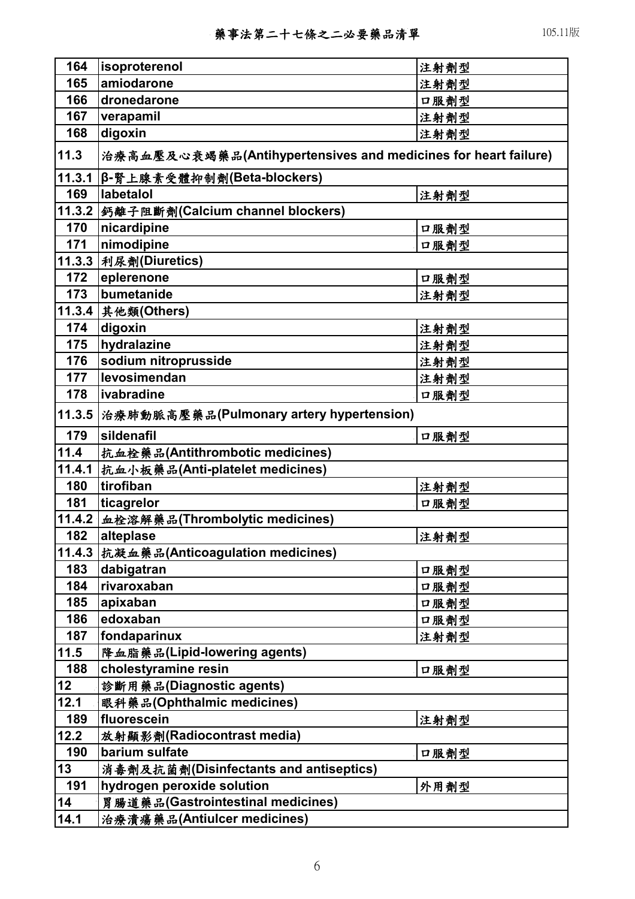| | | |
|---|---|---|
| 164 | isoproterenol | 注射劑型 |
| 165 | amiodarone | 注射劑型 |
| 166 | dronedarone | 口服劑型 |
| 167 | verapamil | 注射劑型 |
| 168 | digoxin | 注射劑型 |
| 11.3 | 治療高血壓及心衰竭藥品(Antihypertensives and medicines for heart failure) | |
| 11.3.1 | β-腎上腺素受體抑制劑(Beta-blockers) | |
| 169 | labetalol | 注射劑型 |
| 11.3.2 | 鈣離子阻斷劑(Calcium channel blockers) | |
| 170 | nicardipine | 口服劑型 |
| 171 | nimodipine | 口服劑型 |
| 11.3.3 | 利尿劑(Diuretics) | |
| 172 | eplerenone | 口服劑型 |
| 173 | bumetanide | 注射劑型 |
| 11.3.4 | 其他類(Others) | |
| 174 | digoxin | 注射劑型 |
| 175 | hydralazine | 注射劑型 |
| 176 | sodium nitroprusside | 注射劑型 |
| 177 | levosimendan | 注射劑型 |
| 178 | ivabradine | 口服劑型 |
| 11.3.5 | 治療肺動脈高壓藥品(Pulmonary artery hypertension) | |
| 179 | sildenafil | 口服劑型 |
| 11.4 | 抗血栓藥品(Antithrombotic medicines) | |
| 11.4.1 | 抗血小板藥品(Anti-platelet medicines) | |
| 180 | tirofiban | 注射劑型 |
| 181 | ticagrelor | 口服劑型 |
| 11.4.2 | 血栓溶解藥品(Thrombolytic medicines) | |
| 182 | alteplase | 注射劑型 |
| 11.4.3 | 抗凝血藥品(Anticoagulation medicines) | |
| 183 | dabigatran | 口服劑型 |
| 184 | rivaroxaban | 口服劑型 |
| 185 | apixaban | 口服劑型 |
| 186 | edoxaban | 口服劑型 |
| 187 | fondaparinux | 注射劑型 |
| 11.5 | 降血脂藥品(Lipid-lowering agents) | |
| 188 | cholestyramine resin | 口服劑型 |
| 12 | 診斷用藥品(Diagnostic agents) | |
| 12.1 | 眼科藥品(Ophthalmic medicines) | |
| 189 | fluorescein | 注射劑型 |
| 12.2 | 放射顯影劑(Radiocontrast media) | |
| 190 | barium sulfate | 口服劑型 |
| 13 | 消毒劑及抗菌劑(Disinfectants and antiseptics) | |
| 191 | hydrogen peroxide solution | 外用劑型 |
| 14 | 胃腸道藥品(Gastrointestinal medicines) | |
| 14.1 | 治療潰瘍藥品(Antiulcer medicines) | |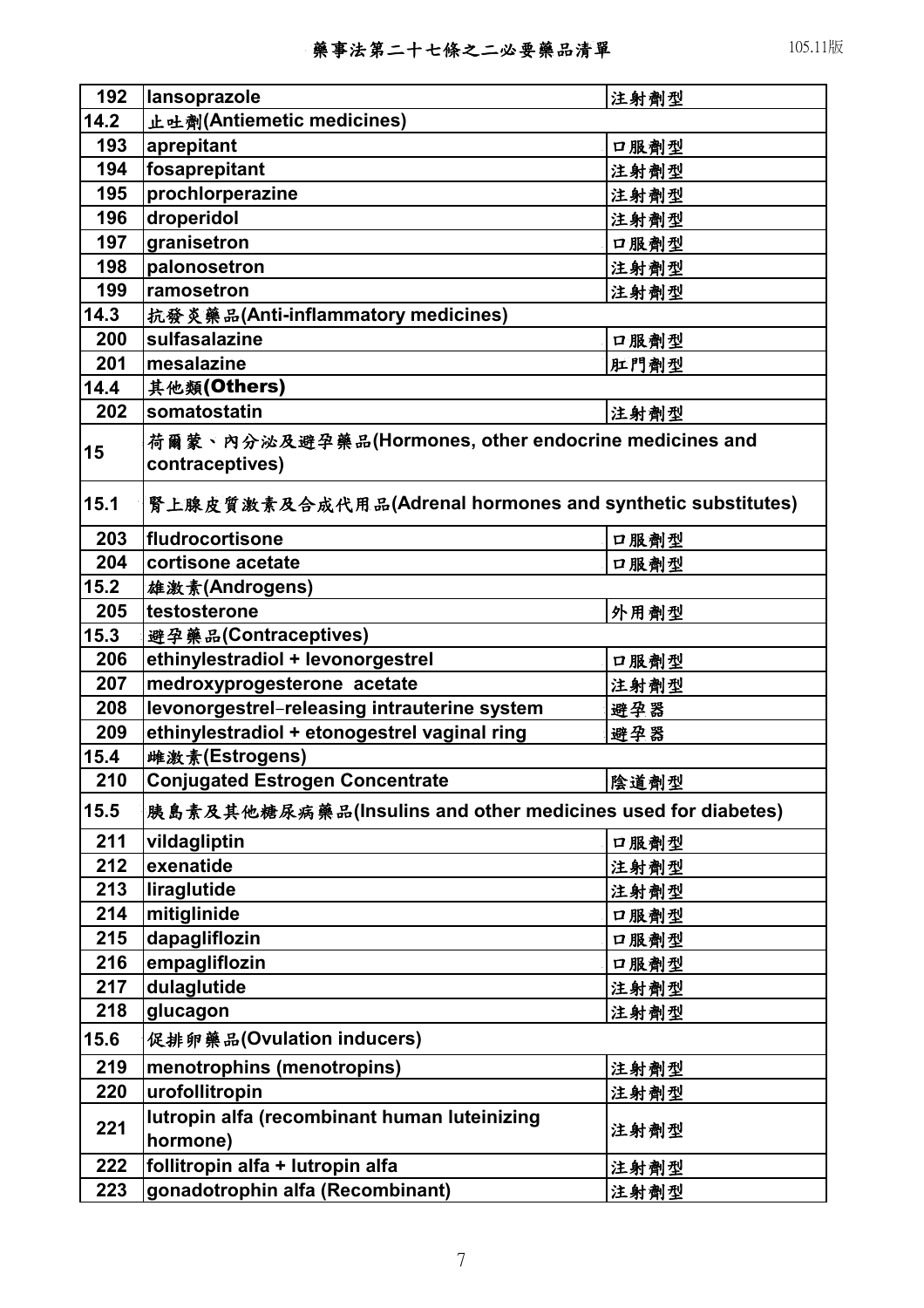| | | |
|---|---|---|
| 192 | lansoprazole | 注射劑型 |
| 14.2 | 止吐劑(Antiemetic medicines) | |
| 193 | aprepitant | 口服劑型 |
| 194 | fosaprepitant | 注射劑型 |
| 195 | prochlorperazine | 注射劑型 |
| 196 | droperidol | 注射劑型 |
| 197 | granisetron | 口服劑型 |
| 198 | palonosetron | 注射劑型 |
| 199 | ramosetron | 注射劑型 |
| 14.3 | 抗發炎藥品(Anti-inflammatory medicines) | |
| 200 | sulfasalazine | 口服劑型 |
| 201 | mesalazine | 肛門劑型 |
| 14.4 | 其他類(Others) | |
| 202 | somatostatin | 注射劑型 |
| 15 | 荷爾蒙、內分泌及避孕藥品(Hormones, other endocrine medicines and contraceptives) | |
| 15.1 | 腎上腺皮質激素及合成代用品(Adrenal hormones and synthetic substitutes) | |
| 203 | fludrocortisone | 口服劑型 |
| 204 | cortisone acetate | 口服劑型 |
| 15.2 | 雄激素(Androgens) | |
| 205 | testosterone | 外用劑型 |
| 15.3 | 避孕藥品(Contraceptives) | |
| 206 | ethinylestradiol + levonorgestrel | 口服劑型 |
| 207 | medroxyprogesterone acetate | 注射劑型 |
| 208 | levonorgestrel-releasing intrauterine system | 避孕器 |
| 209 | ethinylestradiol + etonogestrel vaginal ring | 避孕器 |
| 15.4 | 雌激素(Estrogens) | |
| 210 | Conjugated Estrogen Concentrate | 陰道劑型 |
| 15.5 | 胰島素及其他糖尿病藥品(Insulins and other medicines used for diabetes) | |
| 211 | vildagliptin | 口服劑型 |
| 212 | exenatide | 注射劑型 |
| 213 | liraglutide | 注射劑型 |
| 214 | mitiglinide | 口服劑型 |
| 215 | dapagliflozin | 口服劑型 |
| 216 | empagliflozin | 口服劑型 |
| 217 | dulaglutide | 注射劑型 |
| 218 | glucagon | 注射劑型 |
| 15.6 | 促排卵藥品(Ovulation inducers) | |
| 219 | menotrophins (menotropins) | 注射劑型 |
| 220 | urofollitropin | 注射劑型 |
| 221 | lutropin alfa (recombinant human luteinizing hormone) | 注射劑型 |
| 222 | follitropin alfa + lutropin alfa | 注射劑型 |
| 223 | gonadotrophin alfa (Recombinant) | 注射劑型 |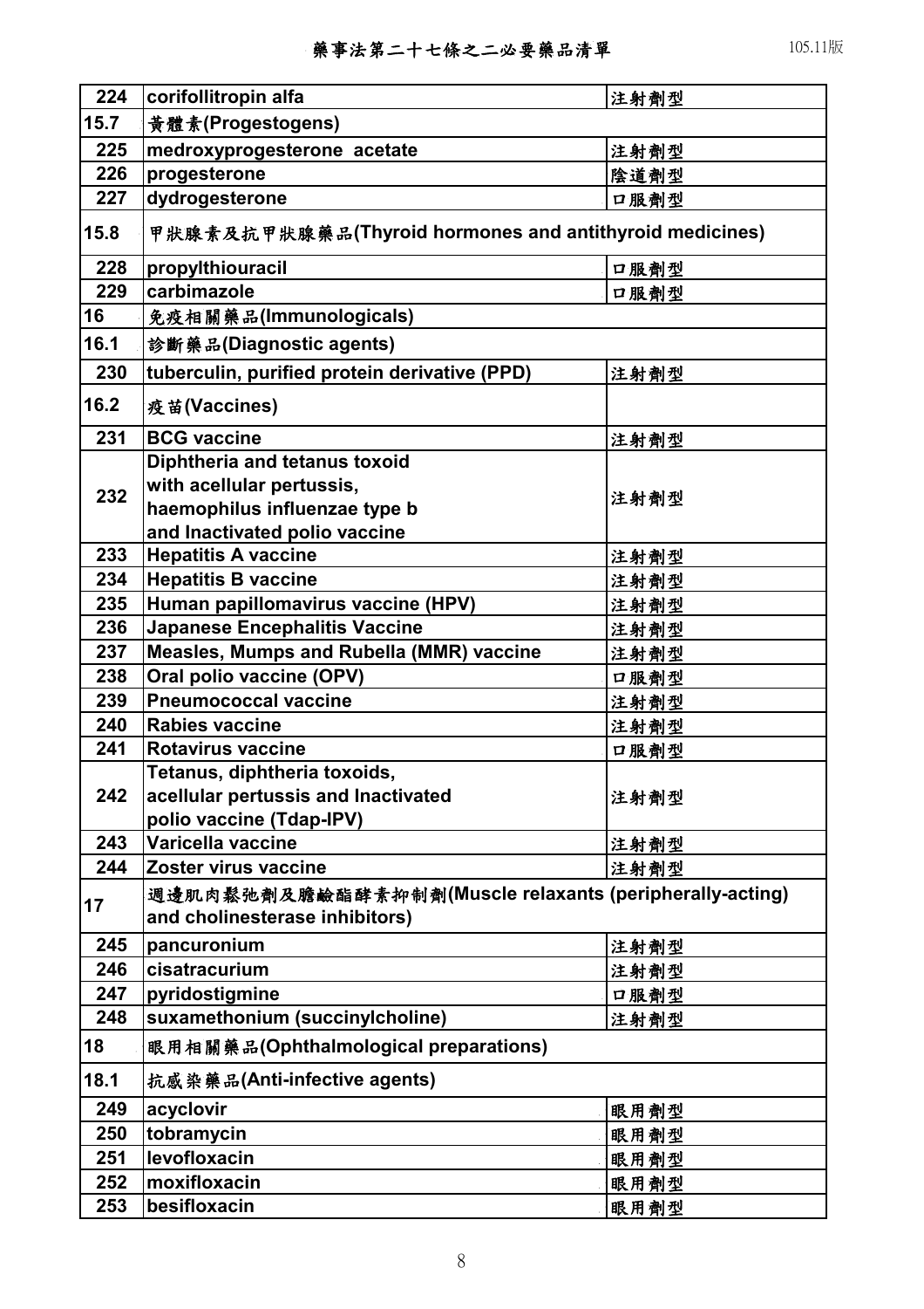| 224 | corifollitropin alfa | 注射劑型 |
|---|---|---|
| 15.7 | 黃體素(Progestogens) | |
| 225 | medroxyprogesterone acetate | 注射劑型 |
| 226 | progesterone | 陰道劑型 |
| 227 | dydrogesterone | 口服劑型 |
| 15.8 | 甲狀腺素及抗甲狀腺藥品(Thyroid hormones and antithyroid medicines) | |
| 228 | propylthiouracil | 口服劑型 |
| 229 | carbimazole | 口服劑型 |
| 16 | 免疫相關藥品(Immunologicals) | |
| 16.1 | 診斷藥品(Diagnostic agents) | |
| 230 | tuberculin, purified protein derivative (PPD) | 注射劑型 |
| 16.2 | 疫苗(Vaccines) | |
| 231 | BCG vaccine | 注射劑型 |
| 232 | Diphtheria and tetanus toxoid with acellular pertussis, haemophilus influenzae type b and Inactivated polio vaccine | 注射劑型 |
| 233 | Hepatitis A vaccine | 注射劑型 |
| 234 | Hepatitis B vaccine | 注射劑型 |
| 235 | Human papillomavirus vaccine (HPV) | 注射劑型 |
| 236 | Japanese Encephalitis Vaccine | 注射劑型 |
| 237 | Measles, Mumps and Rubella (MMR) vaccine | 注射劑型 |
| 238 | Oral polio vaccine (OPV) | 口服劑型 |
| 239 | Pneumococcal vaccine | 注射劑型 |
| 240 | Rabies vaccine | 注射劑型 |
| 241 | Rotavirus vaccine | 口服劑型 |
| 242 | Tetanus, diphtheria toxoids, acellular pertussis and Inactivated polio vaccine (Tdap-IPV) | 注射劑型 |
| 243 | Varicella vaccine | 注射劑型 |
| 244 | Zoster virus vaccine | 注射劑型 |
| 17 | 週邊肌肉鬆弛劑及膽鹼酯酵素抑制劑(Muscle relaxants (peripherally-acting) and cholinesterase inhibitors) | |
| 245 | pancuronium | 注射劑型 |
| 246 | cisatracurium | 注射劑型 |
| 247 | pyridostigmine | 口服劑型 |
| 248 | suxamethonium (succinylcholine) | 注射劑型 |
| 18 | 眼用相關藥品(Ophthalmological preparations) | |
| 18.1 | 抗感染藥品(Anti-infective agents) | |
| 249 | acyclovir | 眼用劑型 |
| 250 | tobramycin | 眼用劑型 |
| 251 | levofloxacin | 眼用劑型 |
| 252 | moxifloxacin | 眼用劑型 |
| 253 | besifloxacin | 眼用劑型 |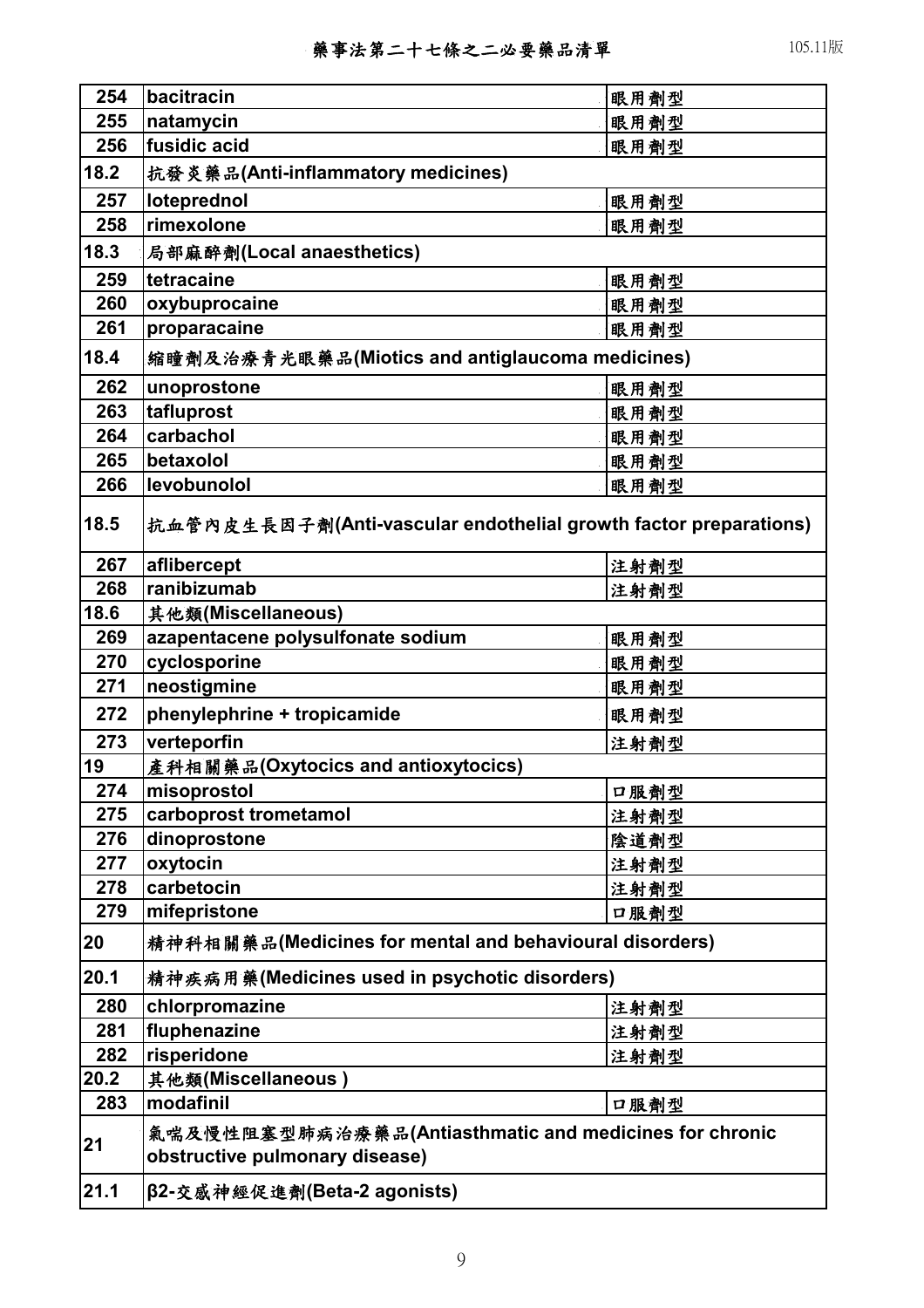| | | |
|---|---|---|
| 254 | bacitracin | 眼用劑型 |
| 255 | natamycin | 眼用劑型 |
| 256 | fusidic acid | 眼用劑型 |
| 18.2 | 抗發炎藥品(Anti-inflammatory medicines) | |
| 257 | loteprednol | 眼用劑型 |
| 258 | rimexolone | 眼用劑型 |
| 18.3 | 局部麻醉劑(Local anaesthetics) | |
| 259 | tetracaine | 眼用劑型 |
| 260 | oxybuprocaine | 眼用劑型 |
| 261 | proparacaine | 眼用劑型 |
| 18.4 | 縮瞳劑及治療青光眼藥品(Miotics and antiglaucoma medicines) | |
| 262 | unoprostone | 眼用劑型 |
| 263 | tafluprost | 眼用劑型 |
| 264 | carbachol | 眼用劑型 |
| 265 | betaxolol | 眼用劑型 |
| 266 | levobunolol | 眼用劑型 |
| 18.5 | 抗血管內皮生長因子劑(Anti-vascular endothelial growth factor preparations) | |
| 267 | aflibercept | 注射劑型 |
| 268 | ranibizumab | 注射劑型 |
| 18.6 | 其他類(Miscellaneous) | |
| 269 | azapentacene polysulfonate sodium | 眼用劑型 |
| 270 | cyclosporine | 眼用劑型 |
| 271 | neostigmine | 眼用劑型 |
| 272 | phenylephrine + tropicamide | 眼用劑型 |
| 273 | verteporfin | 注射劑型 |
| 19 | 產科相關藥品(Oxytocics and antioxytocics) | |
| 274 | misoprostol | 口服劑型 |
| 275 | carboprost trometamol | 注射劑型 |
| 276 | dinoprostone | 陰道劑型 |
| 277 | oxytocin | 注射劑型 |
| 278 | carbetocin | 注射劑型 |
| 279 | mifepristone | 口服劑型 |
| 20 | 精神科相關藥品(Medicines for mental and behavioural disorders) | |
| 20.1 | 精神疾病用藥(Medicines used in psychotic disorders) | |
| 280 | chlorpromazine | 注射劑型 |
| 281 | fluphenazine | 注射劑型 |
| 282 | risperidone | 注射劑型 |
| 20.2 | 其他類(Miscellaneous ) | |
| 283 | modafinil | 口服劑型 |
| 21 | 氣喘及慢性阻塞型肺病治療藥品(Antiasthmatic and medicines for chronic obstructive pulmonary disease) | |
| 21.1 | β2-交感神經促進劑(Beta-2 agonists) | |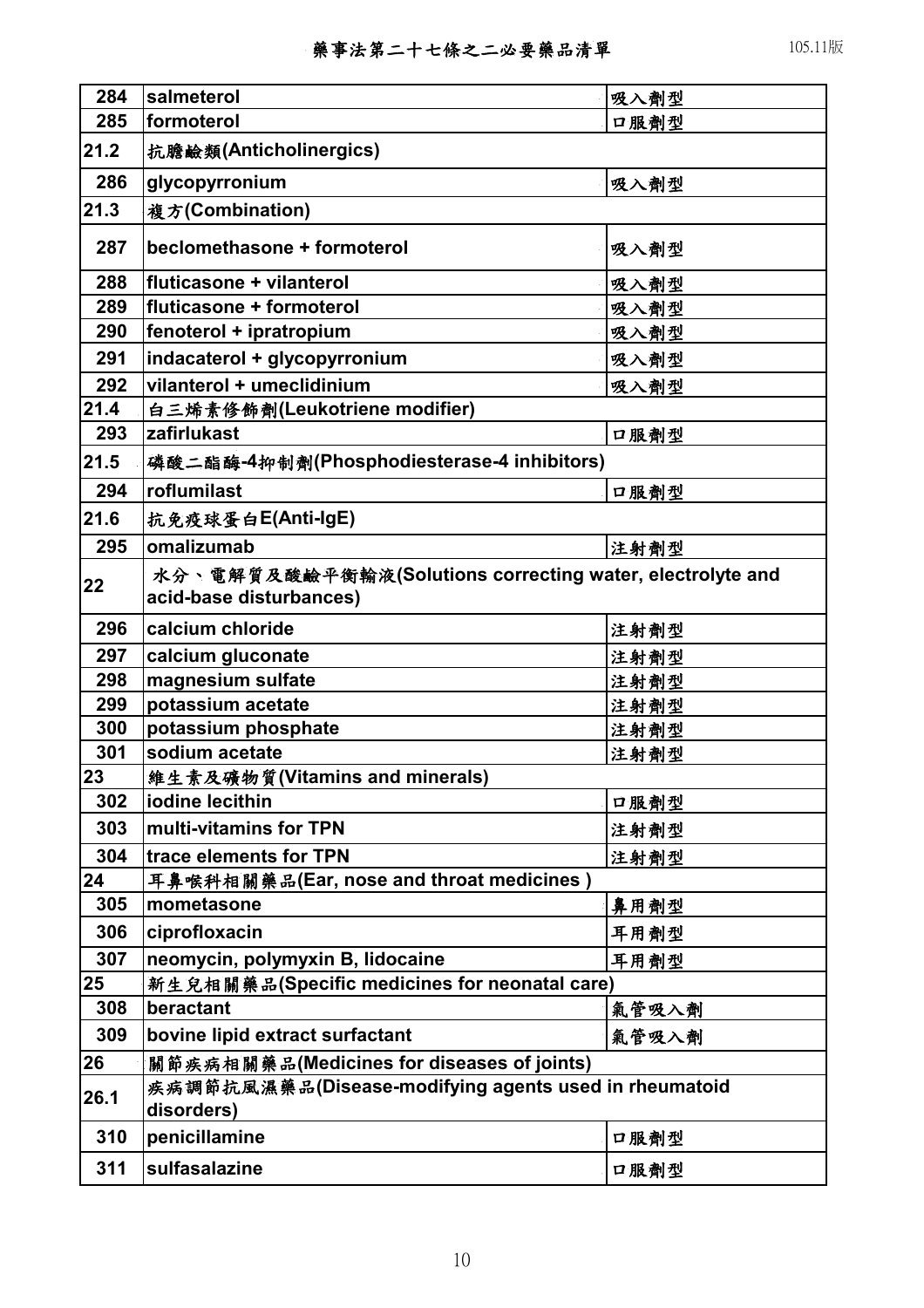# 藥事法第二十七條之二必要藥品清單

| | | |
|---|---|---|
| 284 | salmeterol | 吸入劑型 |
| 285 | formoterol | 口服劑型 |
| 21.2 | 抗膽鹼類(Anticholinergics) | |
| 286 | glycopyrronium | 吸入劑型 |
| 21.3 | 複方(Combination) | |
| 287 | beclomethasone + formoterol | 吸入劑型 |
| 288 | fluticasone + vilanterol | 吸入劑型 |
| 289 | fluticasone + formoterol | 吸入劑型 |
| 290 | fenoterol + ipratropium | 吸入劑型 |
| 291 | indacaterol + glycopyrronium | 吸入劑型 |
| 292 | vilanterol + umeclidinium | 吸入劑型 |
| 21.4 | 白三烯素修飾劑(Leukotriene modifier) | |
| 293 | zafirlukast | 口服劑型 |
| 21.5 | 磷酸二酯酶-4抑制劑(Phosphodiesterase-4 inhibitors) | |
| 294 | roflumilast | 口服劑型 |
| 21.6 | 抗免疫球蛋白E(Anti-IgE) | |
| 295 | omalizumab | 注射劑型 |
| 22 | 水分、電解質及酸鹼平衡輸液(Solutions correcting water, electrolyte and acid-base disturbances) | |
| 296 | calcium chloride | 注射劑型 |
| 297 | calcium gluconate | 注射劑型 |
| 298 | magnesium sulfate | 注射劑型 |
| 299 | potassium acetate | 注射劑型 |
| 300 | potassium phosphate | 注射劑型 |
| 301 | sodium acetate | 注射劑型 |
| 23 | 維生素及礦物質(Vitamins and minerals) | |
| 302 | iodine lecithin | 口服劑型 |
| 303 | multi-vitamins for TPN | 注射劑型 |
| 304 | trace elements for TPN | 注射劑型 |
| 24 | 耳鼻喉科相關藥品(Ear, nose and throat medicines ) | |
| 305 | mometasone | 鼻用劑型 |
| 306 | ciprofloxacin | 耳用劑型 |
| 307 | neomycin, polymyxin B, lidocaine | 耳用劑型 |
| 25 | 新生兒相關藥品(Specific medicines for neonatal care) | |
| 308 | beractant | 氣管吸入劑 |
| 309 | bovine lipid extract surfactant | 氣管吸入劑 |
| 26 | 關節疾病相關藥品(Medicines for diseases of joints) | |
| 26.1 | 疾病調節抗風濕藥品(Disease-modifying agents used in rheumatoid disorders) | |
| 310 | penicillamine | 口服劑型 |
| 311 | sulfasalazine | 口服劑型 |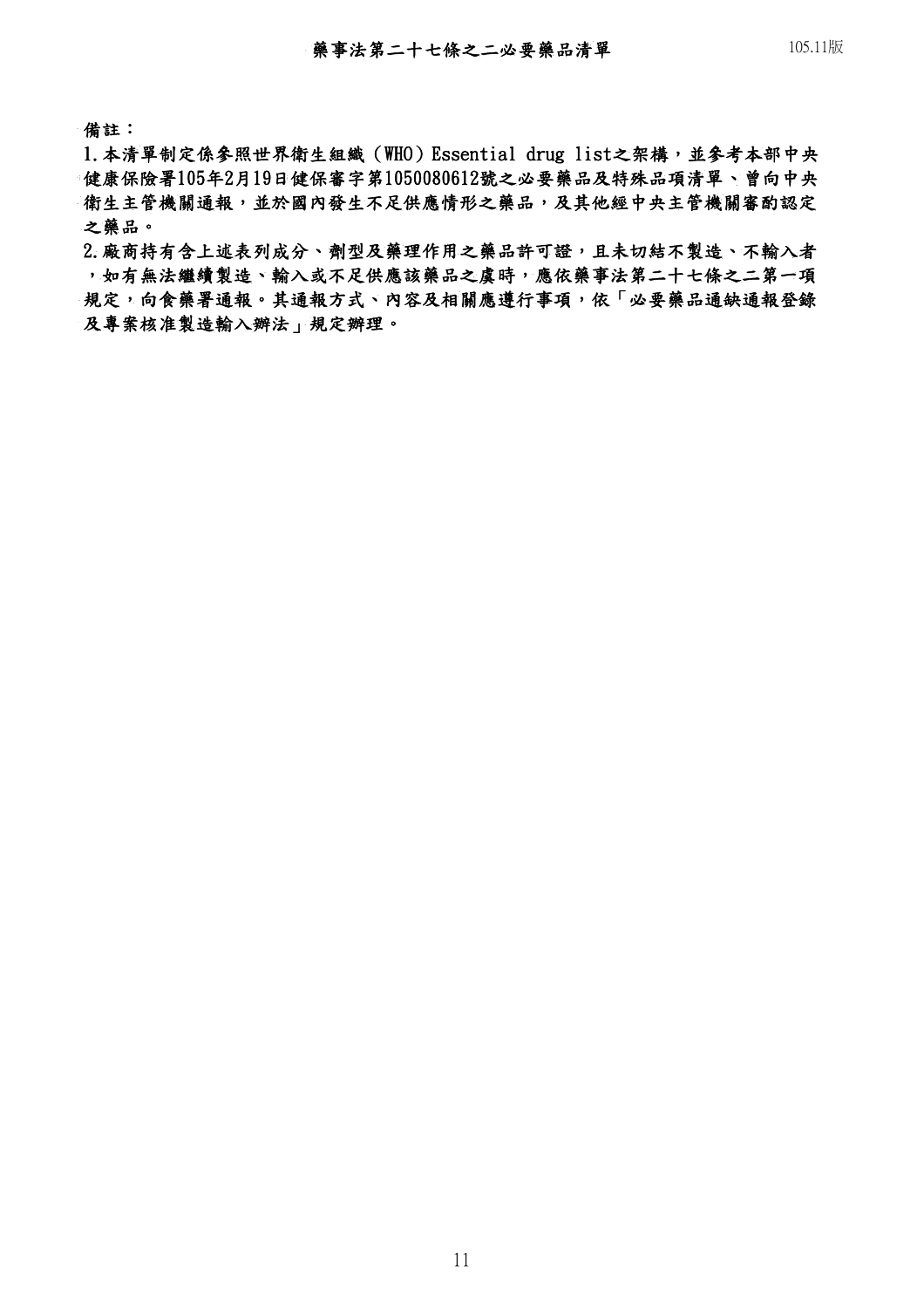備註：

1.本清單制定係參照世界衛生組織（WHO）Essential drug list之架構，並參考本部中央健康保險署105年2月19日健保審字第1050080612號之必要藥品及特殊品項清單、曾向中央衛生主管機關通報，並於國內發生不足供應情形之藥品，及其他經中央主管機關審酌認定之藥品。

2.廠商持有含上述表列成分、劑型及藥理作用之藥品許可證，且未切結不製造、不輸入者，如有無法繼續製造、輸入或不足供應該藥品之虞時，應依藥事法第二十七條之二第一項規定，向食藥署通報。其通報方式、內容及相關應遵行事項，依「必要藥品通缺通報登錄及專案核准製造輸入辦法」規定辦理。